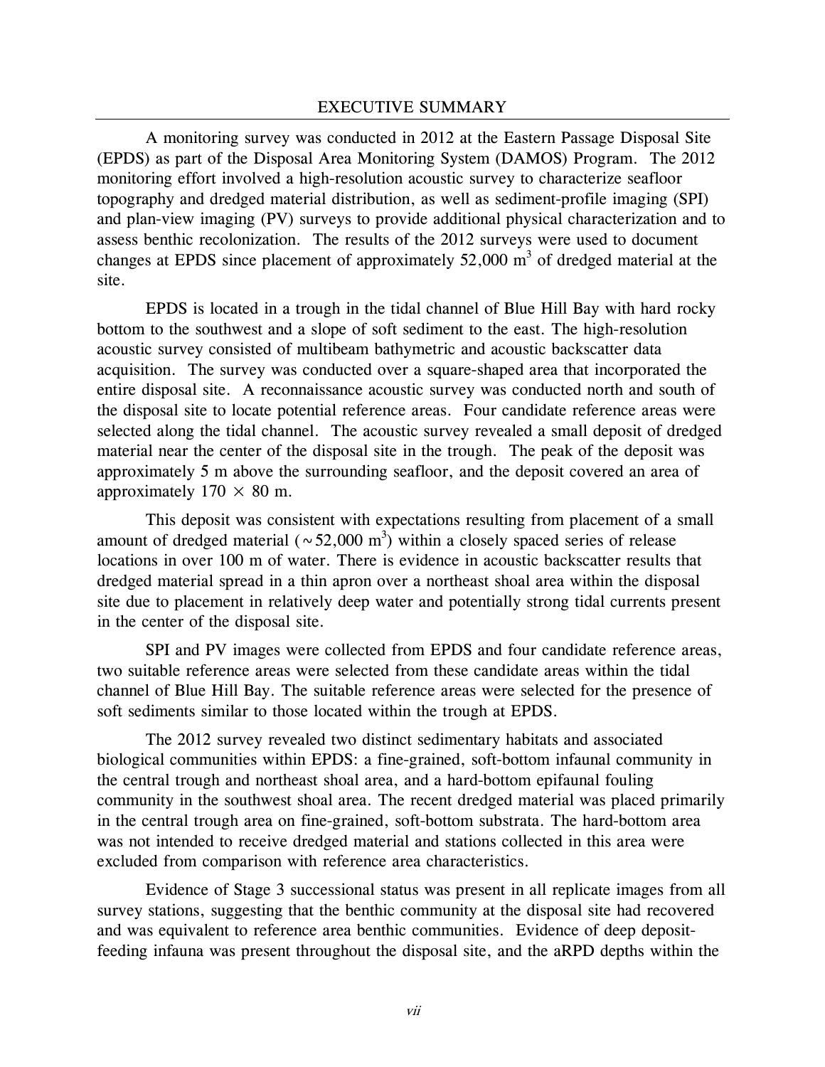# EXECUTIVE SUMMARY

A monitoring survey was conducted in 2012 at the Eastern Passage Disposal Site (EPDS) as part of the Disposal Area Monitoring System (DAMOS) Program. The 2012 monitoring effort involved a high-resolution acoustic survey to characterize seafloor topography and dredged material distribution, as well as sediment-profile imaging (SPI) and plan-view imaging (PV) surveys to provide additional physical characterization and to assess benthic recolonization. The results of the 2012 surveys were used to document changes at EPDS since placement of approximately 52,000 $m^3$ of dredged material at the site.

EPDS is located in a trough in the tidal channel of Blue Hill Bay with hard rocky bottom to the southwest and a slope of soft sediment to the east. The high-resolution acoustic survey consisted of multibeam bathymetric and acoustic backscatter data acquisition. The survey was conducted over a square-shaped area that incorporated the entire disposal site. A reconnaissance acoustic survey was conducted north and south of the disposal site to locate potential reference areas. Four candidate reference areas were selected along the tidal channel. The acoustic survey revealed a small deposit of dredged material near the center of the disposal site in the trough. The peak of the deposit was approximately 5 m above the surrounding seafloor, and the deposit covered an area of approximately 170 $\times$ 80 m.

This deposit was consistent with expectations resulting from placement of a small amount of dredged material ($\sim$52,000 $m^3$) within a closely spaced series of release locations in over 100 m of water. There is evidence in acoustic backscatter results that dredged material spread in a thin apron over a northeast shoal area within the disposal site due to placement in relatively deep water and potentially strong tidal currents present in the center of the disposal site.

SPI and PV images were collected from EPDS and four candidate reference areas, two suitable reference areas were selected from these candidate areas within the tidal channel of Blue Hill Bay. The suitable reference areas were selected for the presence of soft sediments similar to those located within the trough at EPDS.

The 2012 survey revealed two distinct sedimentary habitats and associated biological communities within EPDS: a fine-grained, soft-bottom infaunal community in the central trough and northeast shoal area, and a hard-bottom epifaunal fouling community in the southwest shoal area. The recent dredged material was placed primarily in the central trough area on fine-grained, soft-bottom substrata. The hard-bottom area was not intended to receive dredged material and stations collected in this area were excluded from comparison with reference area characteristics.

Evidence of Stage 3 successional status was present in all replicate images from all survey stations, suggesting that the benthic community at the disposal site had recovered and was equivalent to reference area benthic communities. Evidence of deep deposit-feeding infauna was present throughout the disposal site, and the aRPD depths within the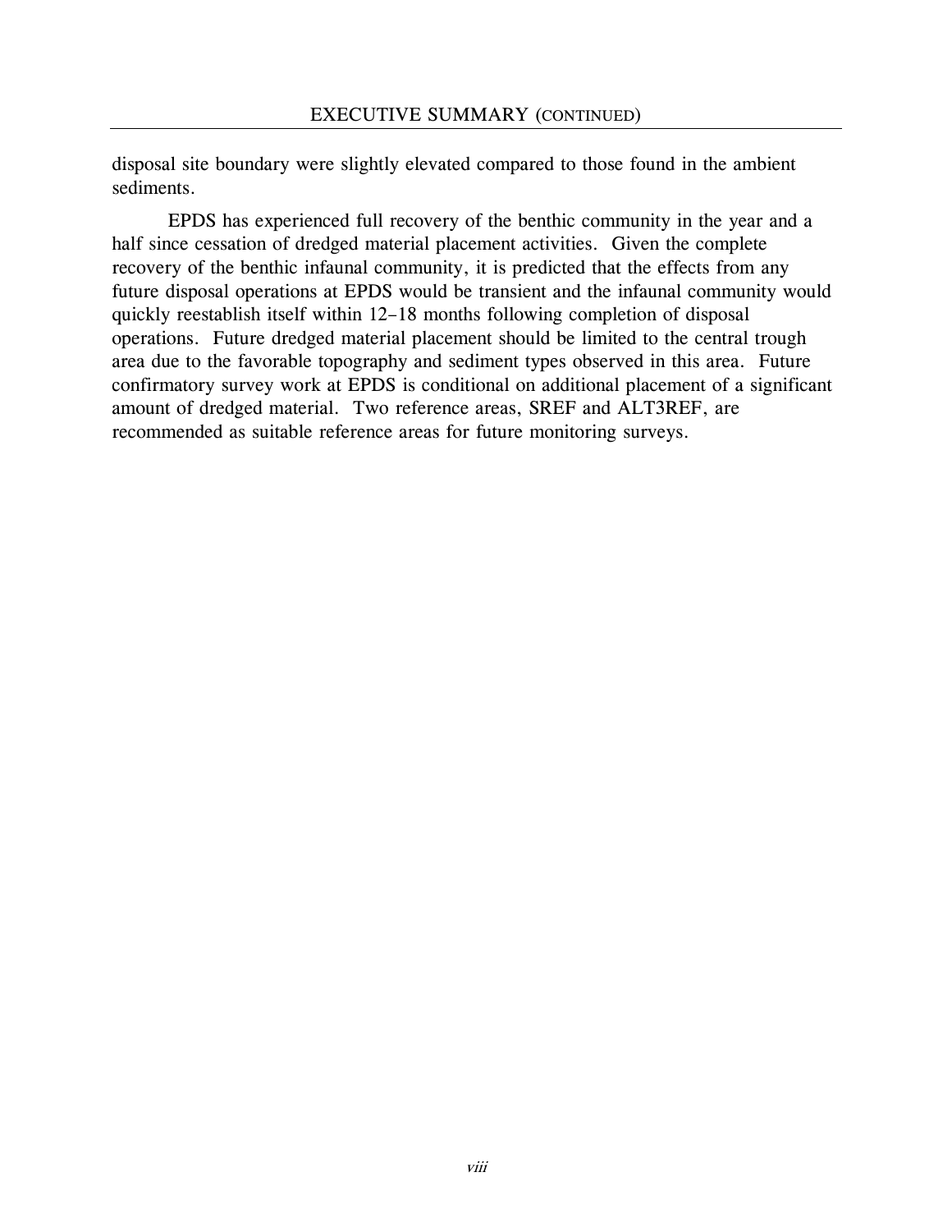disposal site boundary were slightly elevated compared to those found in the ambient sediments.

EPDS has experienced full recovery of the benthic community in the year and a half since cessation of dredged material placement activities. Given the complete recovery of the benthic infaunal community, it is predicted that the effects from any future disposal operations at EPDS would be transient and the infaunal community would quickly reestablish itself within 12–18 months following completion of disposal operations. Future dredged material placement should be limited to the central trough area due to the favorable topography and sediment types observed in this area. Future confirmatory survey work at EPDS is conditional on additional placement of a significant amount of dredged material. Two reference areas, SREF and ALT3REF, are recommended as suitable reference areas for future monitoring surveys.